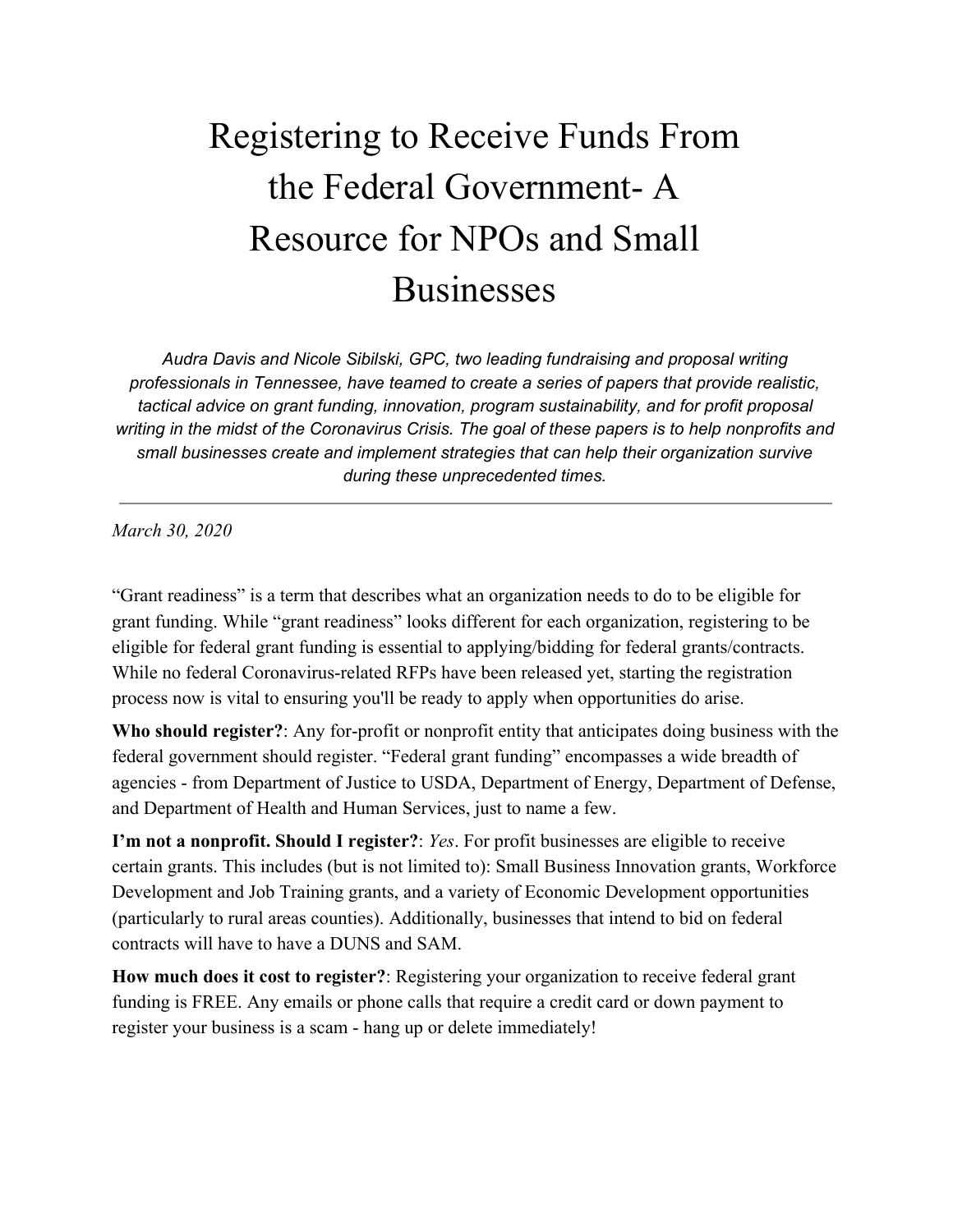# Registering to Receive Funds From the Federal Government- A Resource for NPOs and Small Businesses

*Audra Davis and Nicole Sibilski, GPC, two leading fundraising and proposal writing professionals in Tennessee, have teamed to create a series of papers that provide realistic, tactical advice on grant funding, innovation, program sustainability, and for profit proposal writing in the midst of the Coronavirus Crisis. The goal of these papers is to help nonprofits and small businesses create and implement strategies that can help their organization survive during these unprecedented times.*

---

*March 30, 2020*

"Grant readiness" is a term that describes what an organization needs to do to be eligible for grant funding. While "grant readiness" looks different for each organization, registering to be eligible for federal grant funding is essential to applying/bidding for federal grants/contracts. While no federal Coronavirus-related RFPs have been released yet, starting the registration process now is vital to ensuring you'll be ready to apply when opportunities do arise.

**Who should register?**: Any for-profit or nonprofit entity that anticipates doing business with the federal government should register. "Federal grant funding" encompasses a wide breadth of agencies - from Department of Justice to USDA, Department of Energy, Department of Defense, and Department of Health and Human Services, just to name a few.

**I'm not a nonprofit. Should I register?**: *Yes*. For profit businesses are eligible to receive certain grants. This includes (but is not limited to): Small Business Innovation grants, Workforce Development and Job Training grants, and a variety of Economic Development opportunities (particularly to rural areas counties). Additionally, businesses that intend to bid on federal contracts will have to have a DUNS and SAM.

**How much does it cost to register?**: Registering your organization to receive federal grant funding is FREE. Any emails or phone calls that require a credit card or down payment to register your business is a scam - hang up or delete immediately!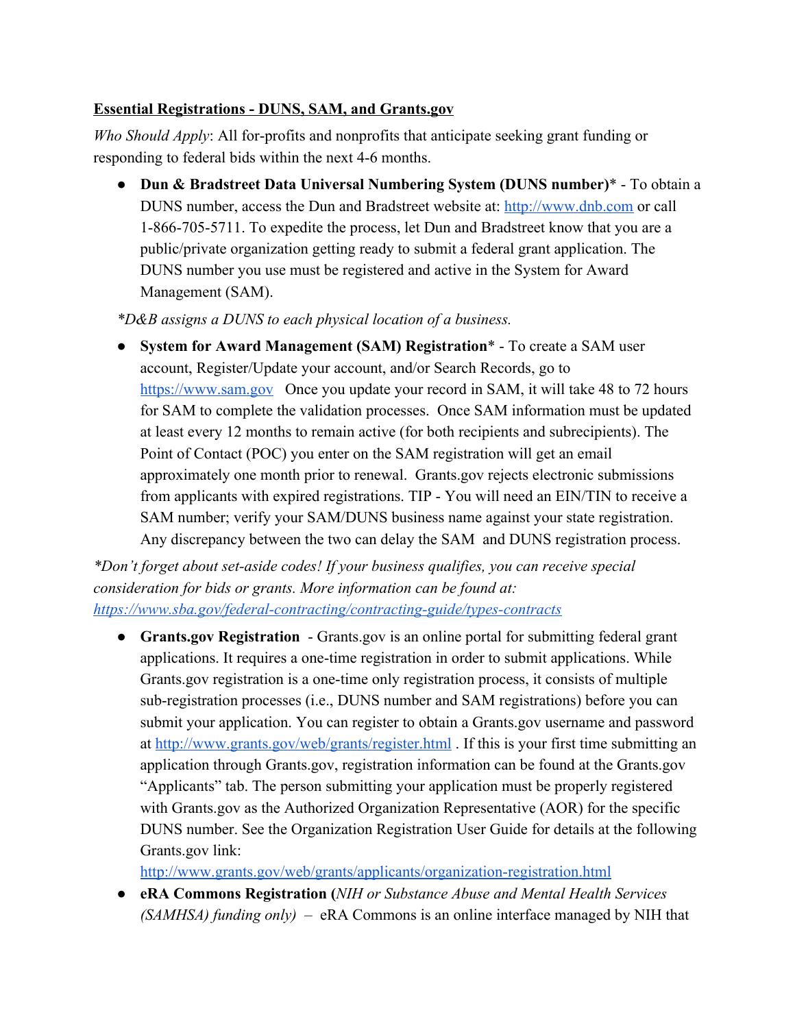**Essential Registrations - DUNS, SAM, and Grants.gov**

*Who Should Apply*: All for-profits and nonprofits that anticipate seeking grant funding or responding to federal bids within the next 4-6 months.

- **Dun & Bradstreet Data Universal Numbering System (DUNS number)*** - To obtain a DUNS number, access the Dun and Bradstreet website at: [http://www.dnb.com](http://www.dnb.com) or call 1-866-705-5711. To expedite the process, let Dun and Bradstreet know that you are a public/private organization getting ready to submit a federal grant application. The DUNS number you use must be registered and active in the System for Award Management (SAM).

*\*D&B assigns a DUNS to each physical location of a business.*

- **System for Award Management (SAM) Registration*** - To create a SAM user account, Register/Update your account, and/or Search Records, go to [https://www.sam.gov](https://www.sam.gov) Once you update your record in SAM, it will take 48 to 72 hours for SAM to complete the validation processes. Once SAM information must be updated at least every 12 months to remain active (for both recipients and subrecipients). The Point of Contact (POC) you enter on the SAM registration will get an email approximately one month prior to renewal. Grants.gov rejects electronic submissions from applicants with expired registrations. TIP - You will need an EIN/TIN to receive a SAM number; verify your SAM/DUNS business name against your state registration. Any discrepancy between the two can delay the SAM and DUNS registration process.

*\*Don't forget about set-aside codes! If your business qualifies, you can receive special consideration for bids or grants. More information can be found at:* [*https://www.sba.gov/federal-contracting/contracting-guide/types-contracts*](https://www.sba.gov/federal-contracting/contracting-guide/types-contracts)

- **Grants.gov Registration** - Grants.gov is an online portal for submitting federal grant applications. It requires a one-time registration in order to submit applications. While Grants.gov registration is a one-time only registration process, it consists of multiple sub-registration processes (i.e., DUNS number and SAM registrations) before you can submit your application. You can register to obtain a Grants.gov username and password at [http://www.grants.gov/web/grants/register.html](http://www.grants.gov/web/grants/register.html) . If this is your first time submitting an application through Grants.gov, registration information can be found at the Grants.gov "Applicants" tab. The person submitting your application must be properly registered with Grants.gov as the Authorized Organization Representative (AOR) for the specific DUNS number. See the Organization Registration User Guide for details at the following Grants.gov link: [http://www.grants.gov/web/grants/applicants/organization-registration.html](http://www.grants.gov/web/grants/applicants/organization-registration.html)
- **eRA Commons Registration (***NIH or Substance Abuse and Mental Health Services (SAMHSA) funding only)* – eRA Commons is an online interface managed by NIH that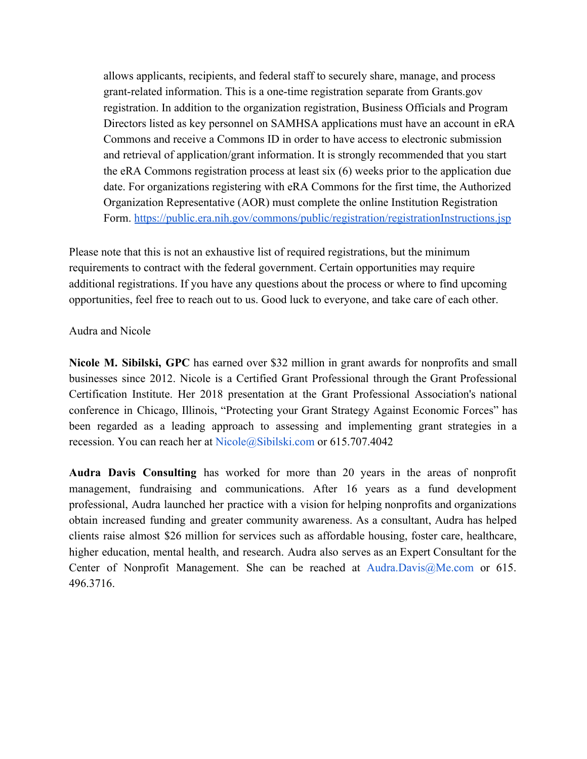allows applicants, recipients, and federal staff to securely share, manage, and process grant-related information. This is a one-time registration separate from Grants.gov registration. In addition to the organization registration, Business Officials and Program Directors listed as key personnel on SAMHSA applications must have an account in eRA Commons and receive a Commons ID in order to have access to electronic submission and retrieval of application/grant information. It is strongly recommended that you start the eRA Commons registration process at least six (6) weeks prior to the application due date. For organizations registering with eRA Commons for the first time, the Authorized Organization Representative (AOR) must complete the online Institution Registration Form. https://public.era.nih.gov/commons/public/registration/registrationInstructions.jsp

Please note that this is not an exhaustive list of required registrations, but the minimum requirements to contract with the federal government. Certain opportunities may require additional registrations. If you have any questions about the process or where to find upcoming opportunities, feel free to reach out to us. Good luck to everyone, and take care of each other.

Audra and Nicole

**Nicole M. Sibilski, GPC** has earned over $32 million in grant awards for nonprofits and small businesses since 2012. Nicole is a Certified Grant Professional through the Grant Professional Certification Institute. Her 2018 presentation at the Grant Professional Association's national conference in Chicago, Illinois, "Protecting your Grant Strategy Against Economic Forces" has been regarded as a leading approach to assessing and implementing grant strategies in a recession. You can reach her at Nicole@Sibilski.com or 615.707.4042

**Audra Davis Consulting** has worked for more than 20 years in the areas of nonprofit management, fundraising and communications. After 16 years as a fund development professional, Audra launched her practice with a vision for helping nonprofits and organizations obtain increased funding and greater community awareness. As a consultant, Audra has helped clients raise almost $26 million for services such as affordable housing, foster care, healthcare, higher education, mental health, and research. Audra also serves as an Expert Consultant for the Center of Nonprofit Management. She can be reached at Audra.Davis@Me.com or 615. 496.3716.